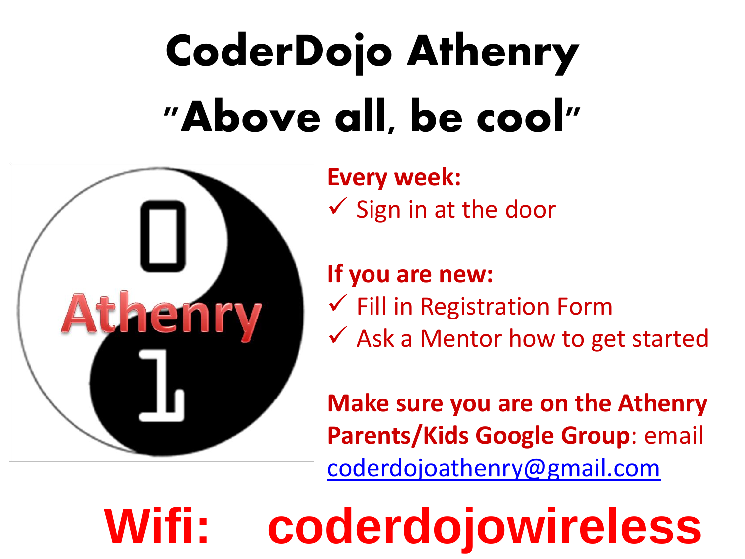# CoderDojo Athenry

## "Above all, be cool"

**Every week:**

- ✓ Sign in at the door

**If you are new:**

- ✓ Fill in Registration Form
- ✓ Ask a Mentor how to get started

**Make sure you are on the Athenry Parents/Kids Google Group**: email coderdojoathenry@gmail.com

**Wifi: coderdojowireless**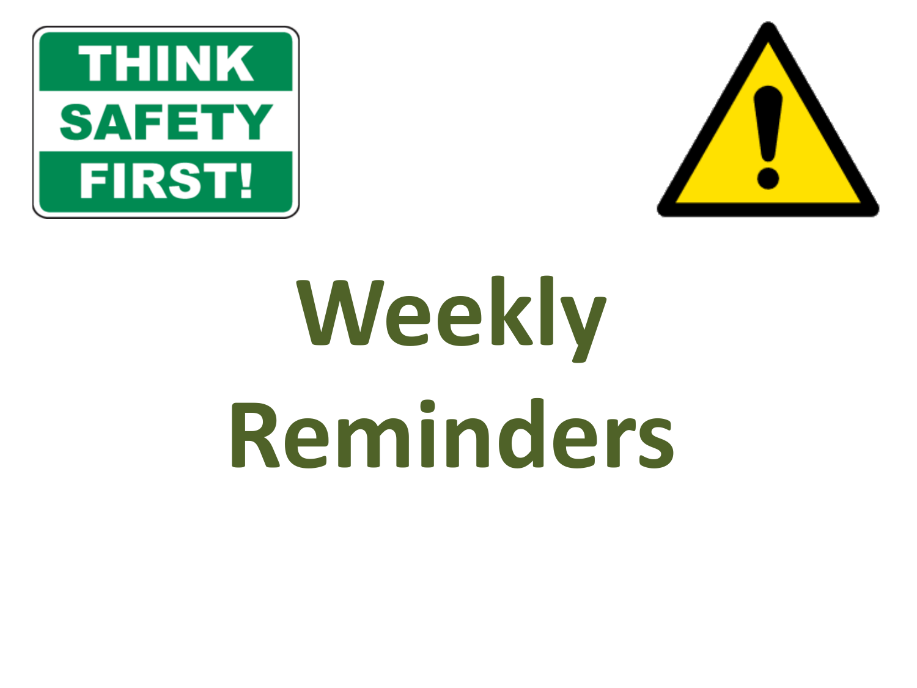THINK SAFETY FIRST!

# Weekly Reminders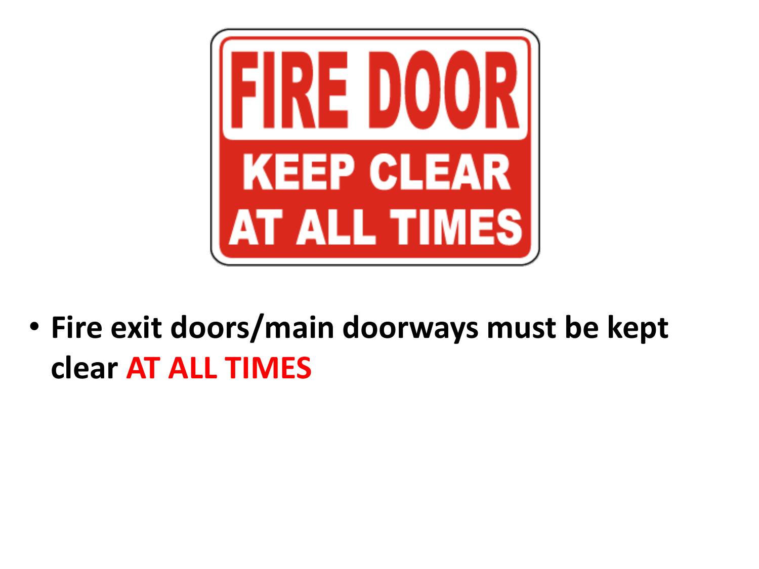FIRE DOOR

KEEP CLEAR AT ALL TIMES

- **Fire exit doors/main doorways must be kept clear AT ALL TIMES**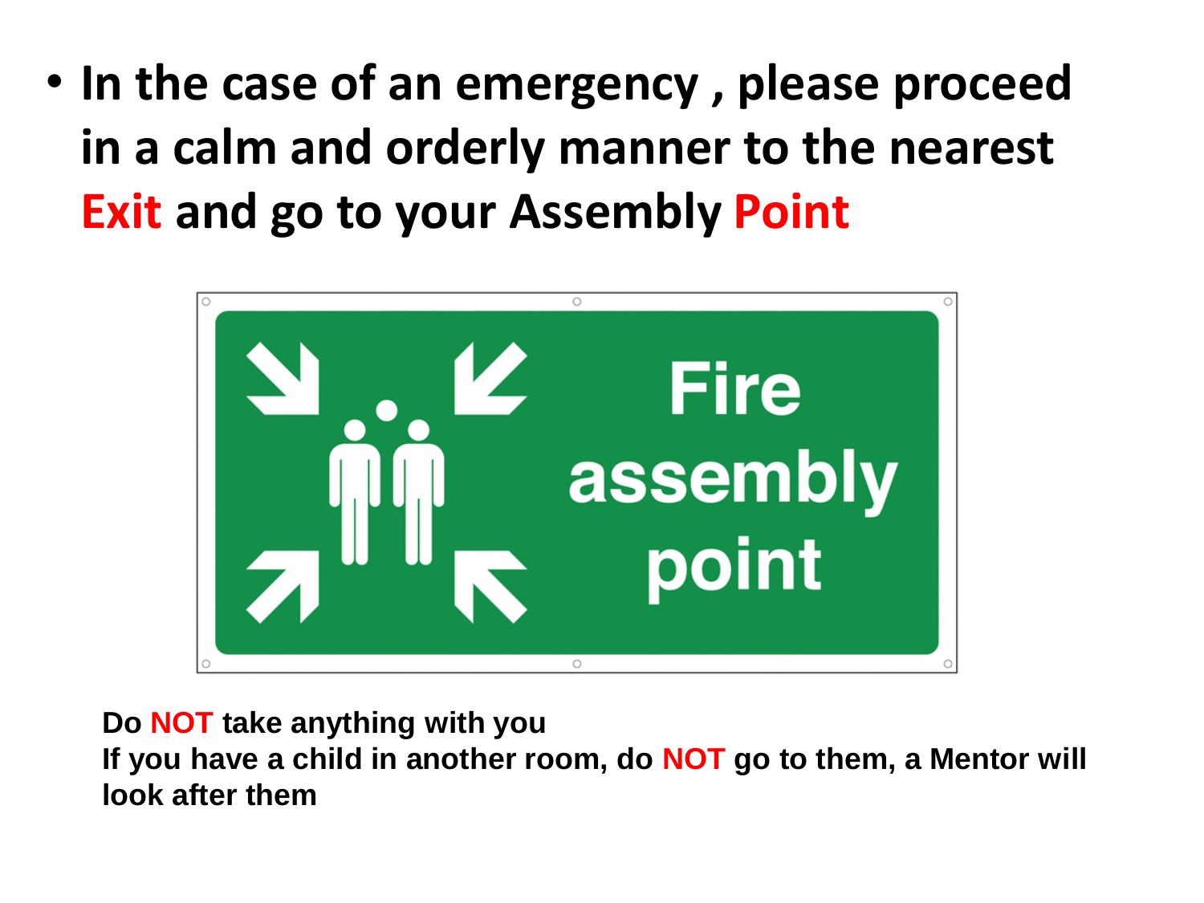- **In the case of an emergency , please proceed in a calm and orderly manner to the nearest Exit and go to your Assembly Point**

Fire assembly point

**Do NOT take anything with you**
**If you have a child in another room, do NOT go to them, a Mentor will look after them**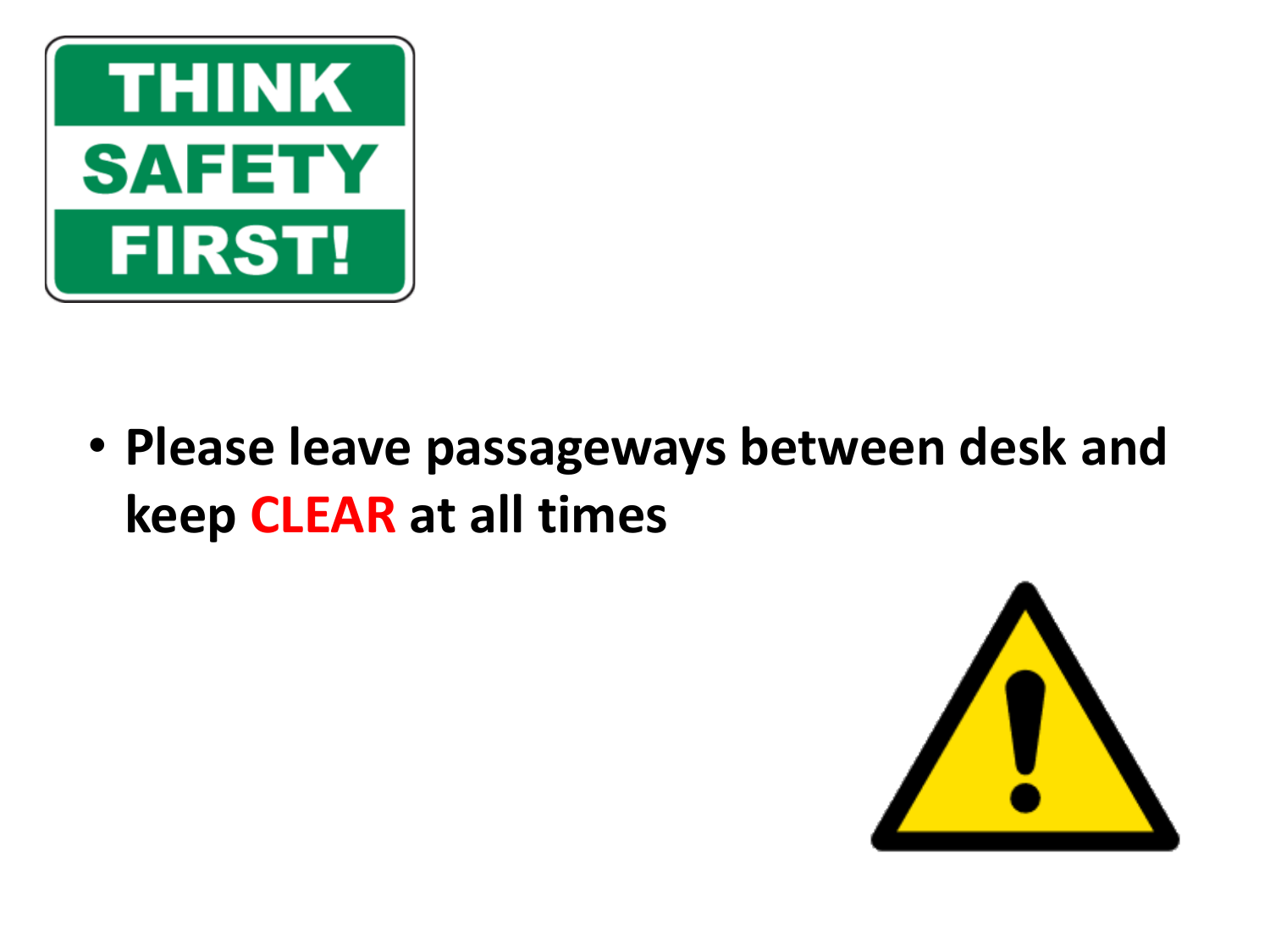THINK SAFETY FIRST!

- **Please leave passageways between desk and keep CLEAR at all times**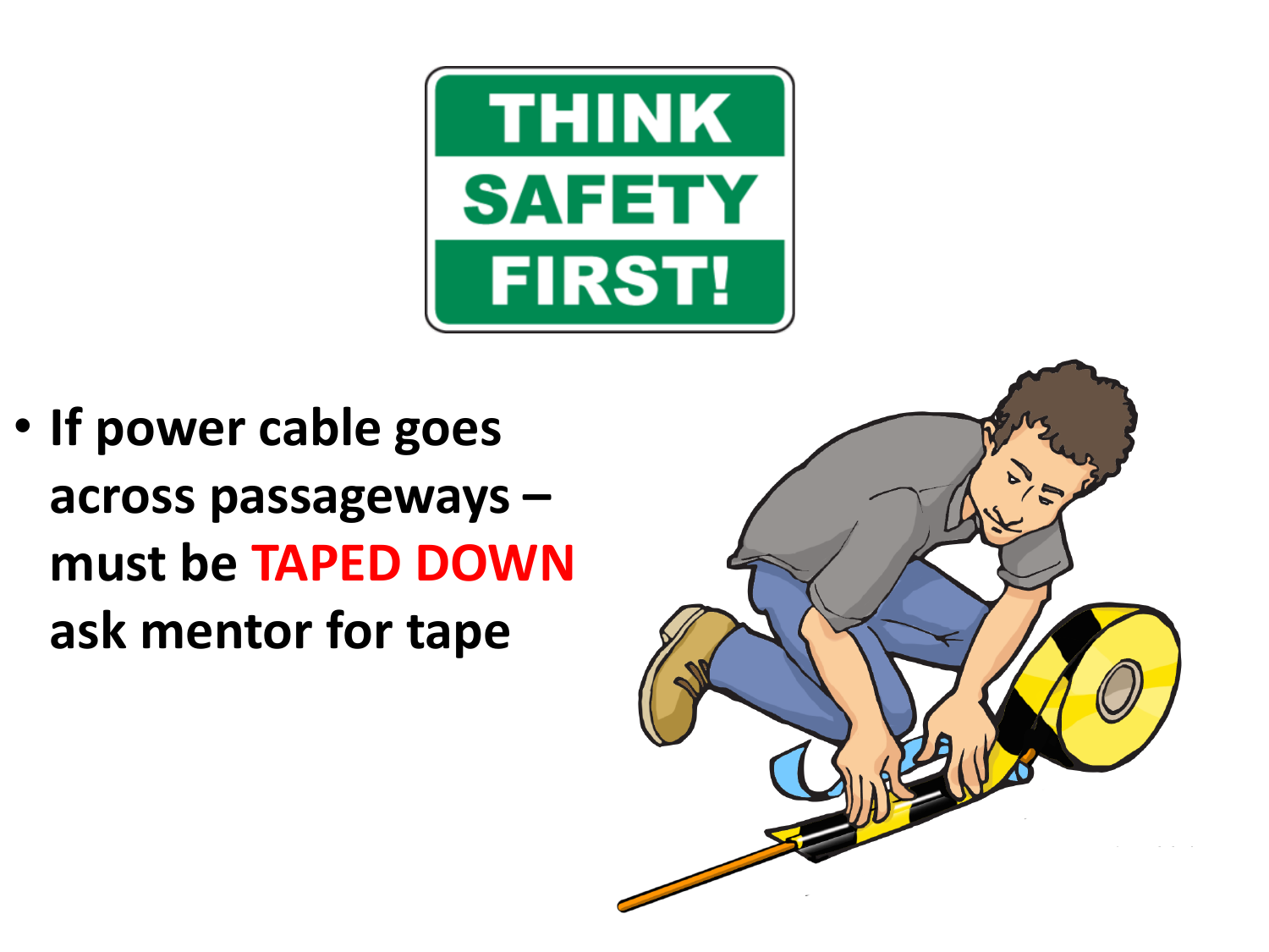THINK SAFETY FIRST!

- If power cable goes across passageways – must be **TAPED DOWN** ask mentor for tape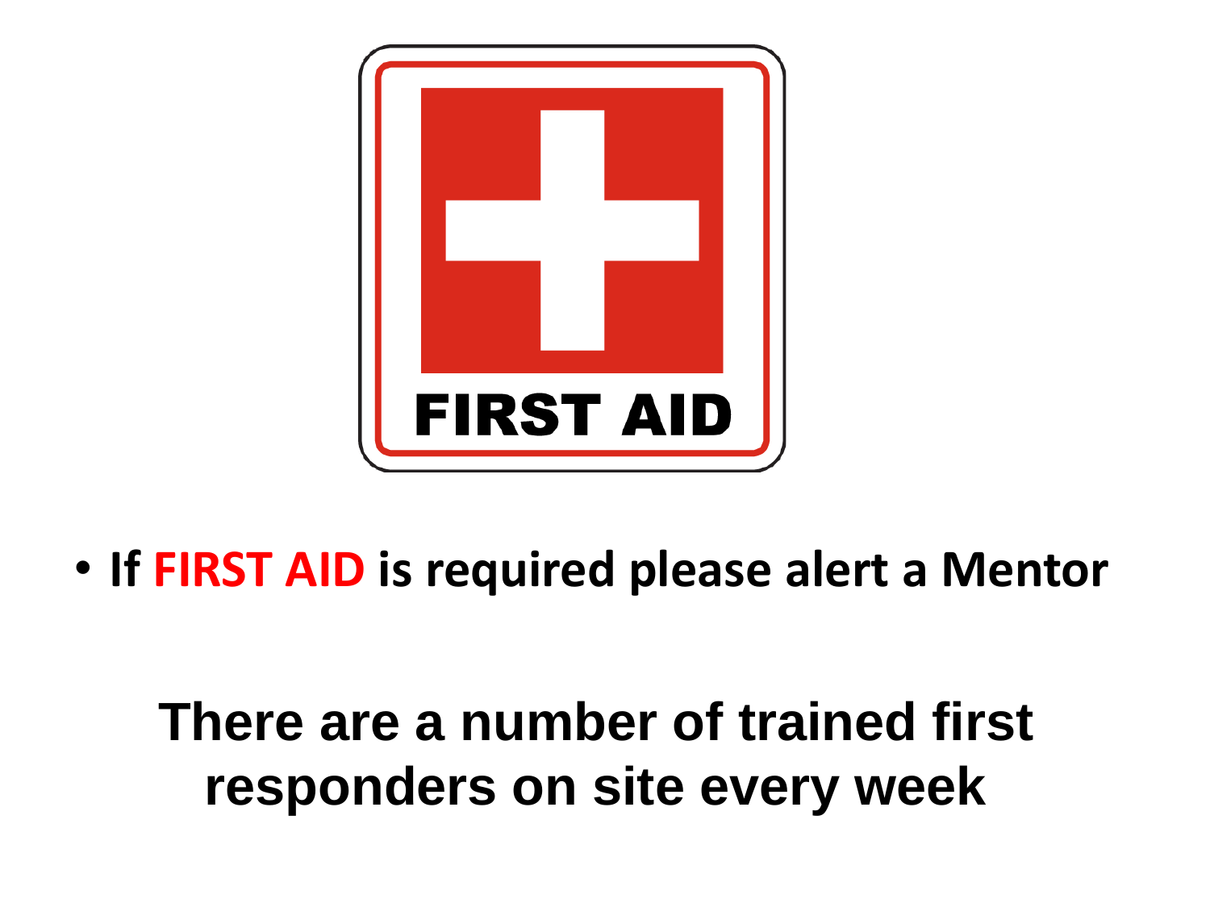FIRST AID

- **If FIRST AID is required please alert a Mentor**

**There are a number of trained first responders on site every week**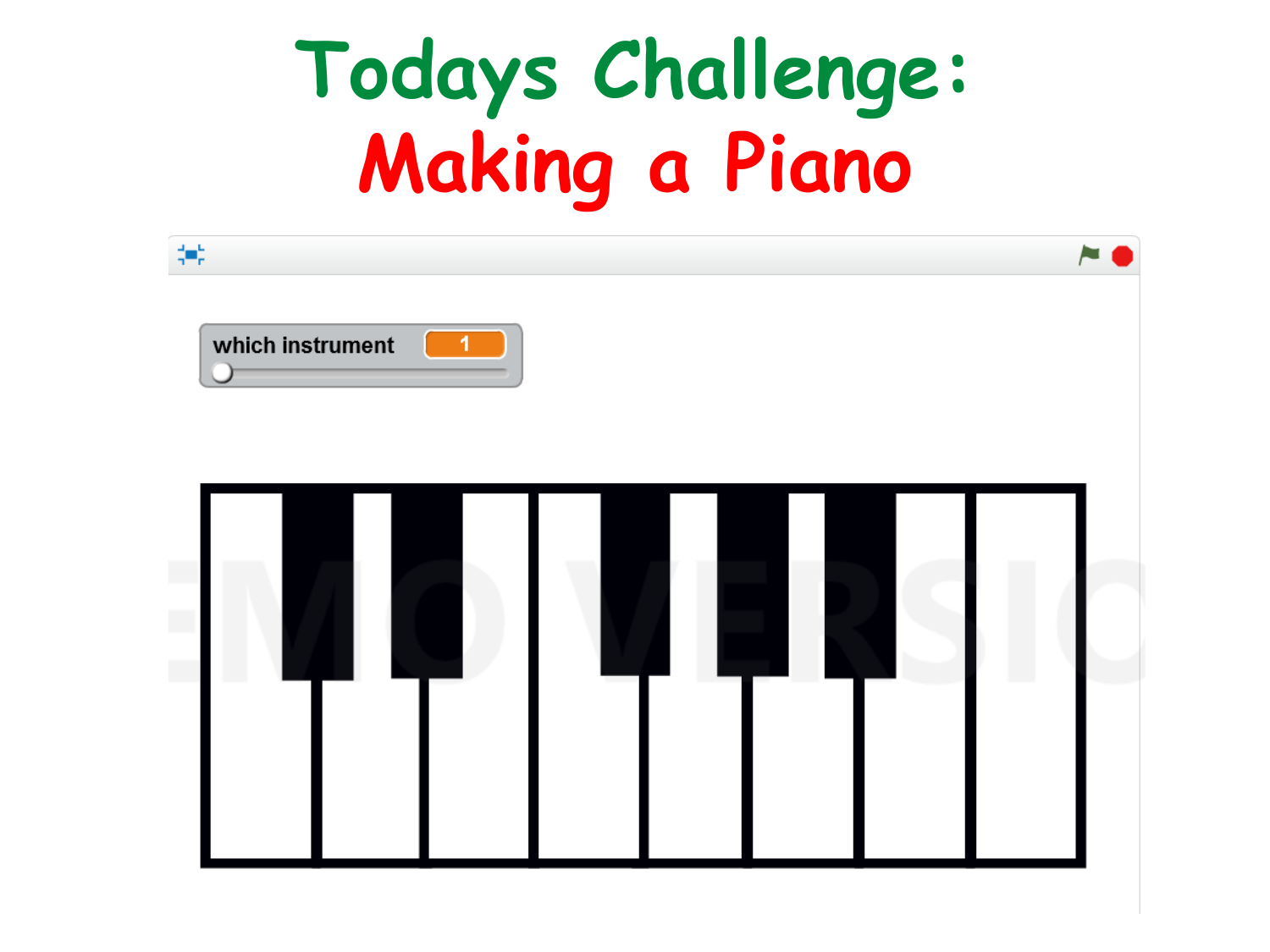# Todays Challenge:

## Making a Piano

which instrument 1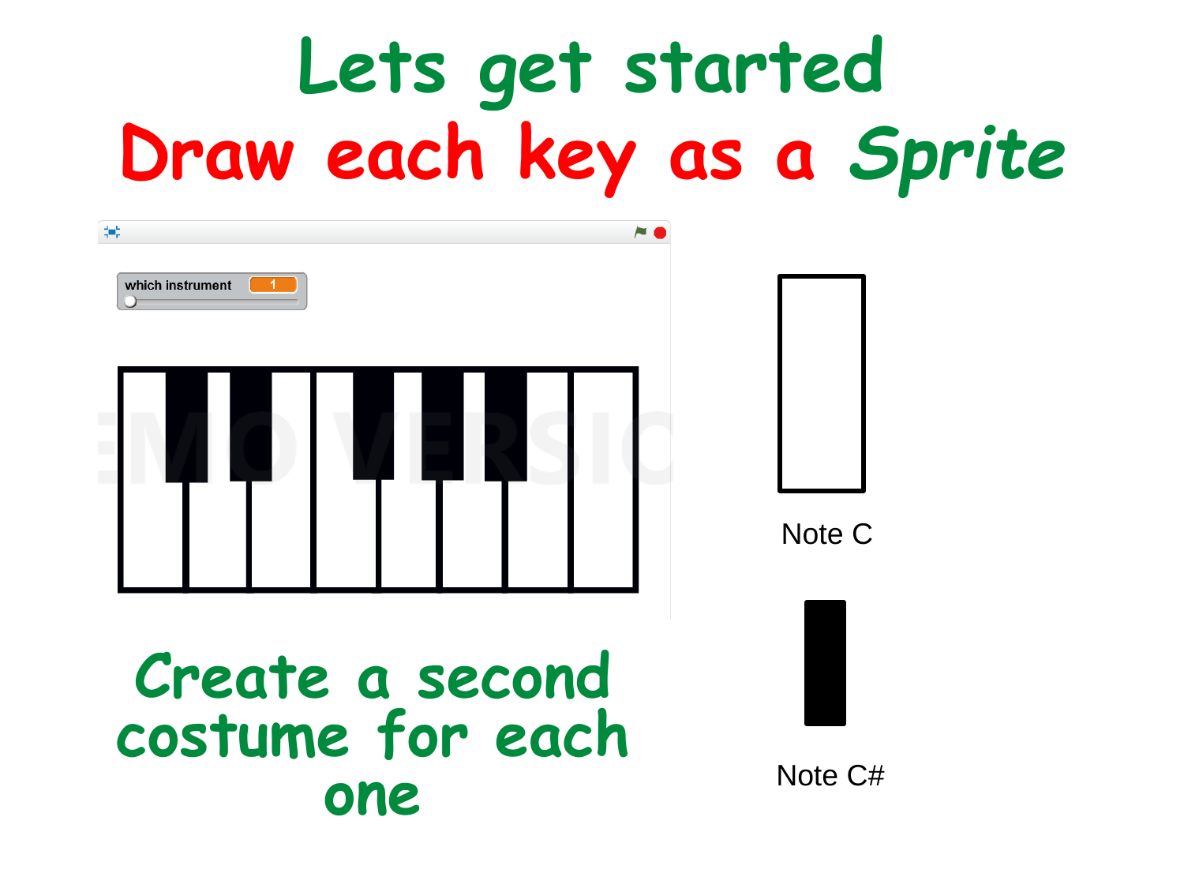# Lets get started

## Draw each key as a Sprite

which instrument 1

Note C

Note C#

Create a second costume for each one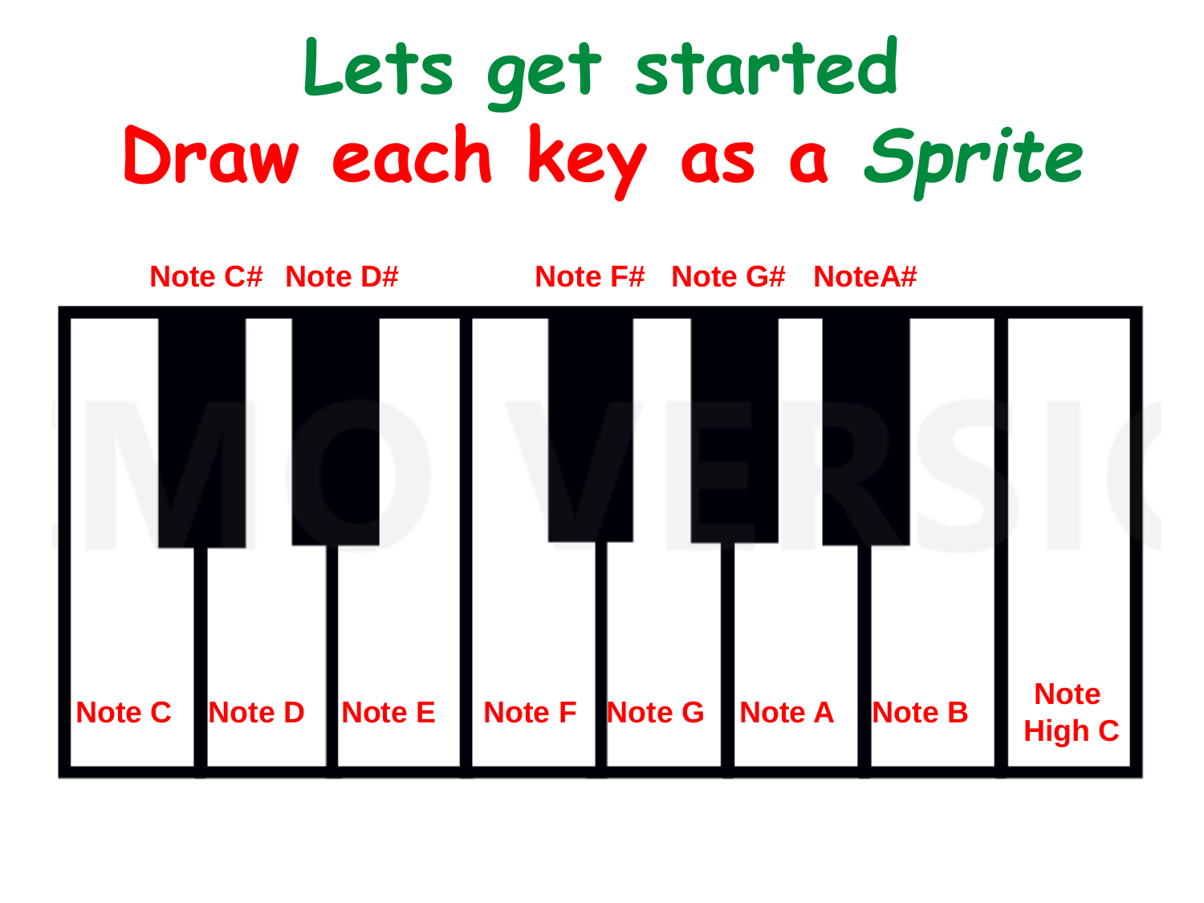# Lets get started

# Draw each key as a *Sprite*

Note C# Note D# Note F# Note G# NoteA#

Note C Note D Note E Note F Note G Note A Note B Note High C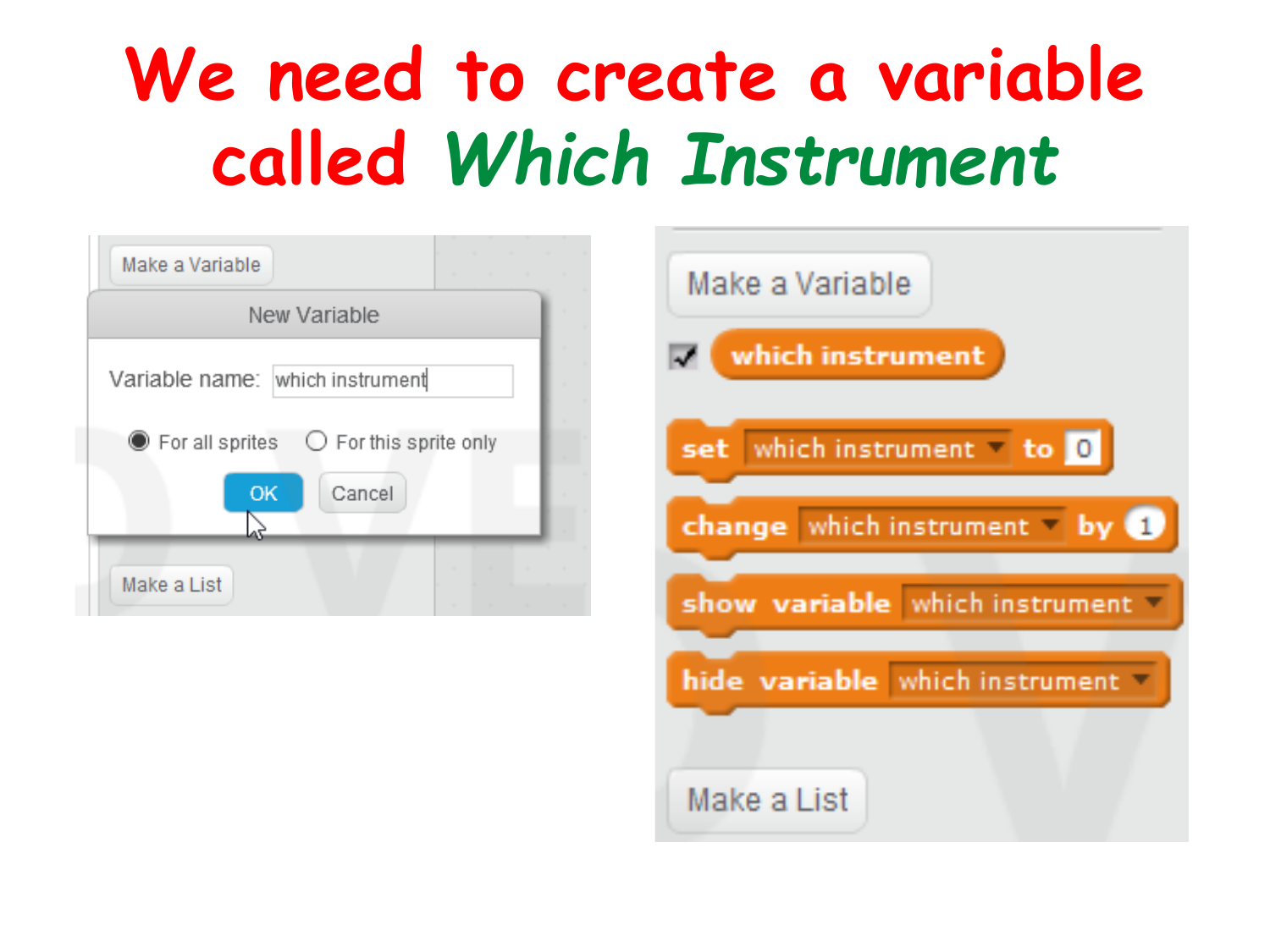# We need to create a variable called *Which Instrument*

Make a Variable

New Variable

Variable name: which instrument

For all sprites   For this sprite only

OK   Cancel

Make a List

Make a Variable

which instrument

set which instrument to 0

change which instrument by 1

show variable which instrument

hide variable which instrument

Make a List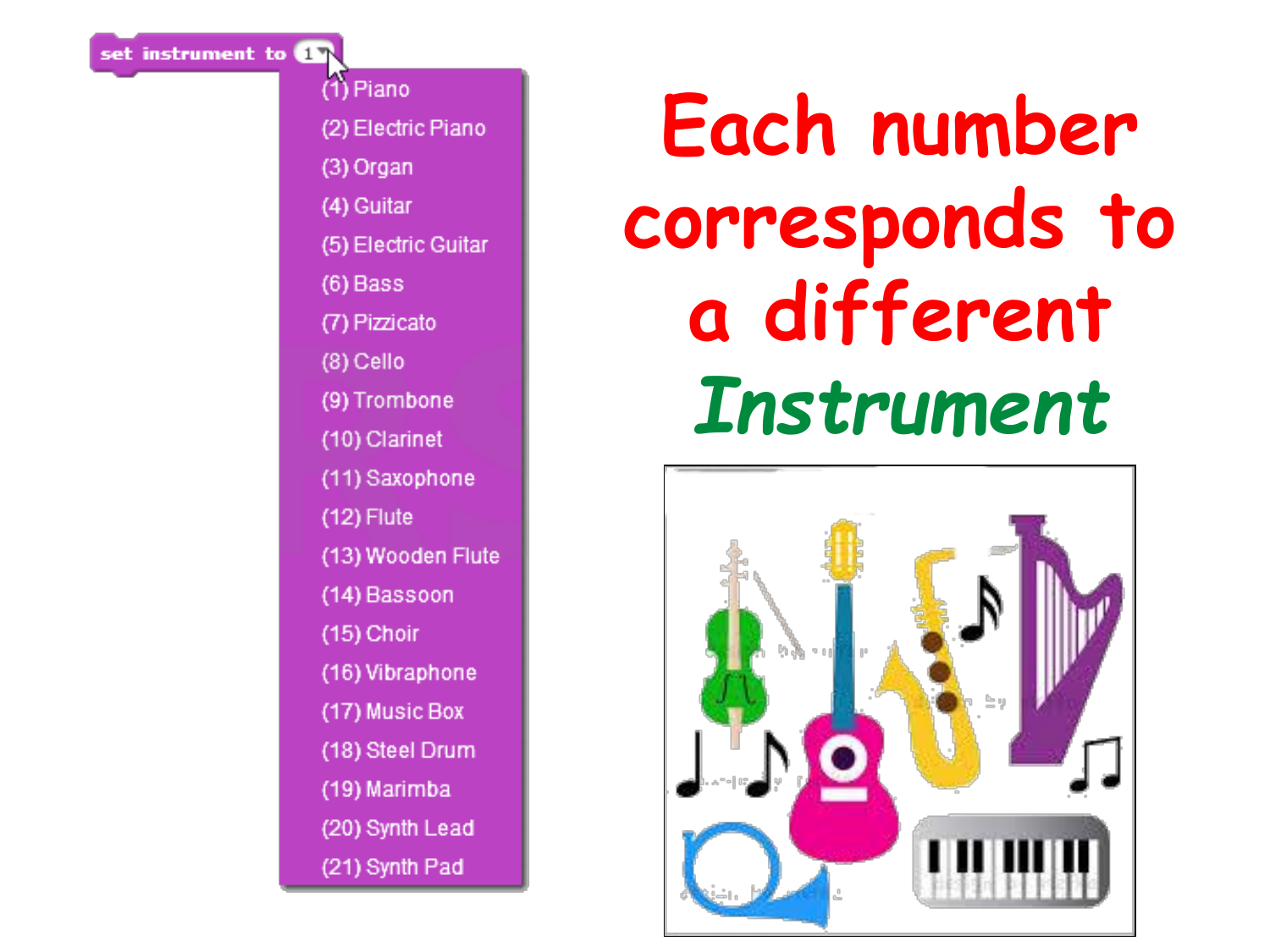set instrument to 1

(1) Piano
(2) Electric Piano
(3) Organ
(4) Guitar
(5) Electric Guitar
(6) Bass
(7) Pizzicato
(8) Cello
(9) Trombone
(10) Clarinet
(11) Saxophone
(12) Flute
(13) Wooden Flute
(14) Bassoon
(15) Choir
(16) Vibraphone
(17) Music Box
(18) Steel Drum
(19) Marimba
(20) Synth Lead
(21) Synth Pad

# Each number corresponds to a different *Instrument*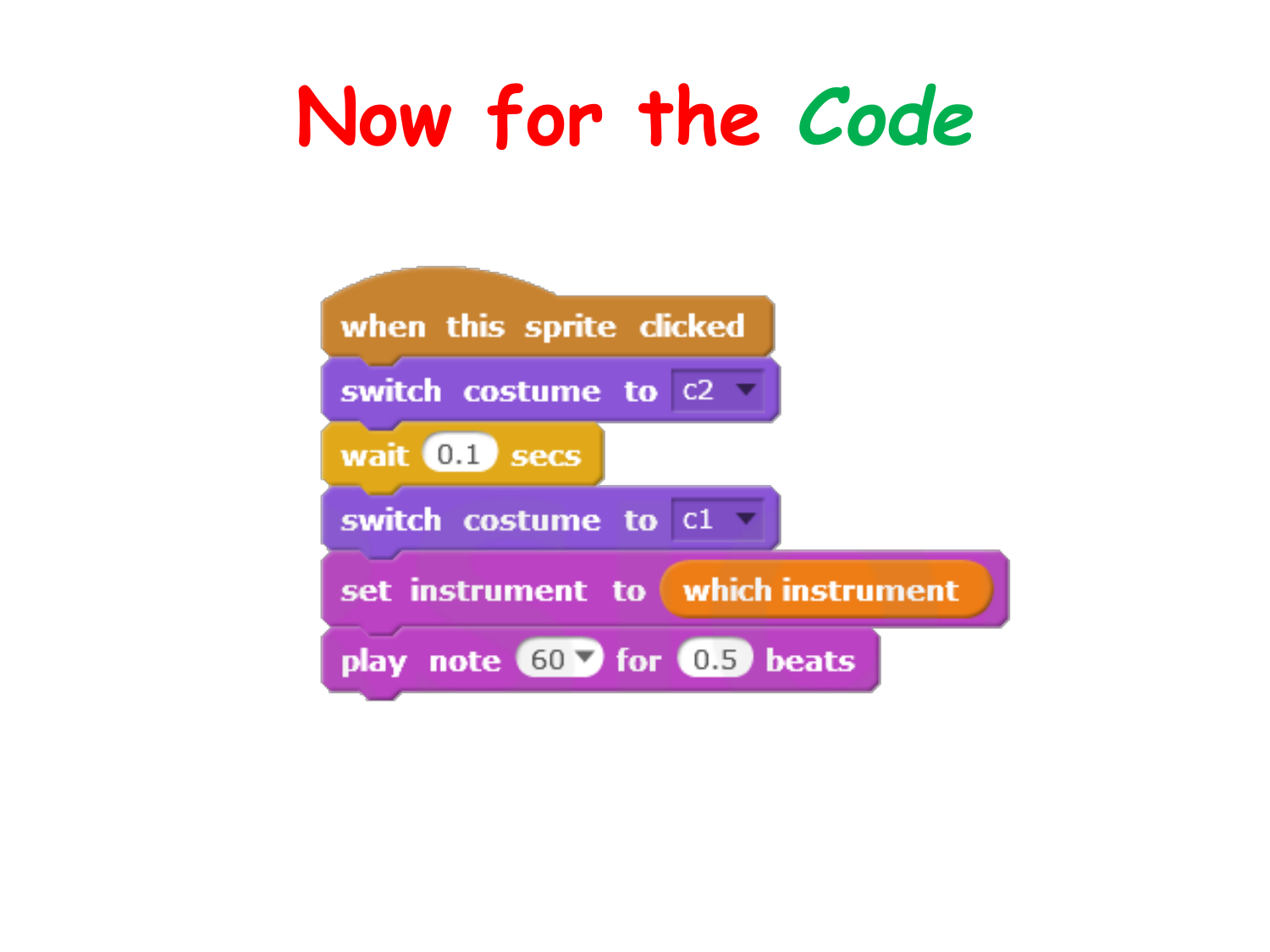# Now for the Code

```
when this sprite clicked
switch costume to c2
wait 0.1 secs
switch costume to c1
set instrument to (which instrument)
play note 60 for 0.5 beats
```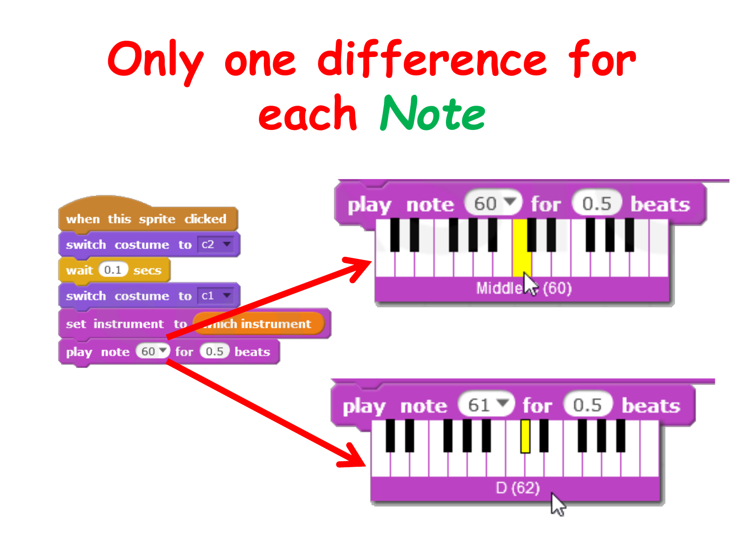# Only one difference for each *Note*

```
when this sprite clicked
switch costume to c2
wait 0.1 secs
switch costume to c1
set instrument to (which instrument)
play note 60 for 0.5 beats
```

play note 60 for 0.5 beats

Middle C (60)

play note 61 for 0.5 beats

D (62)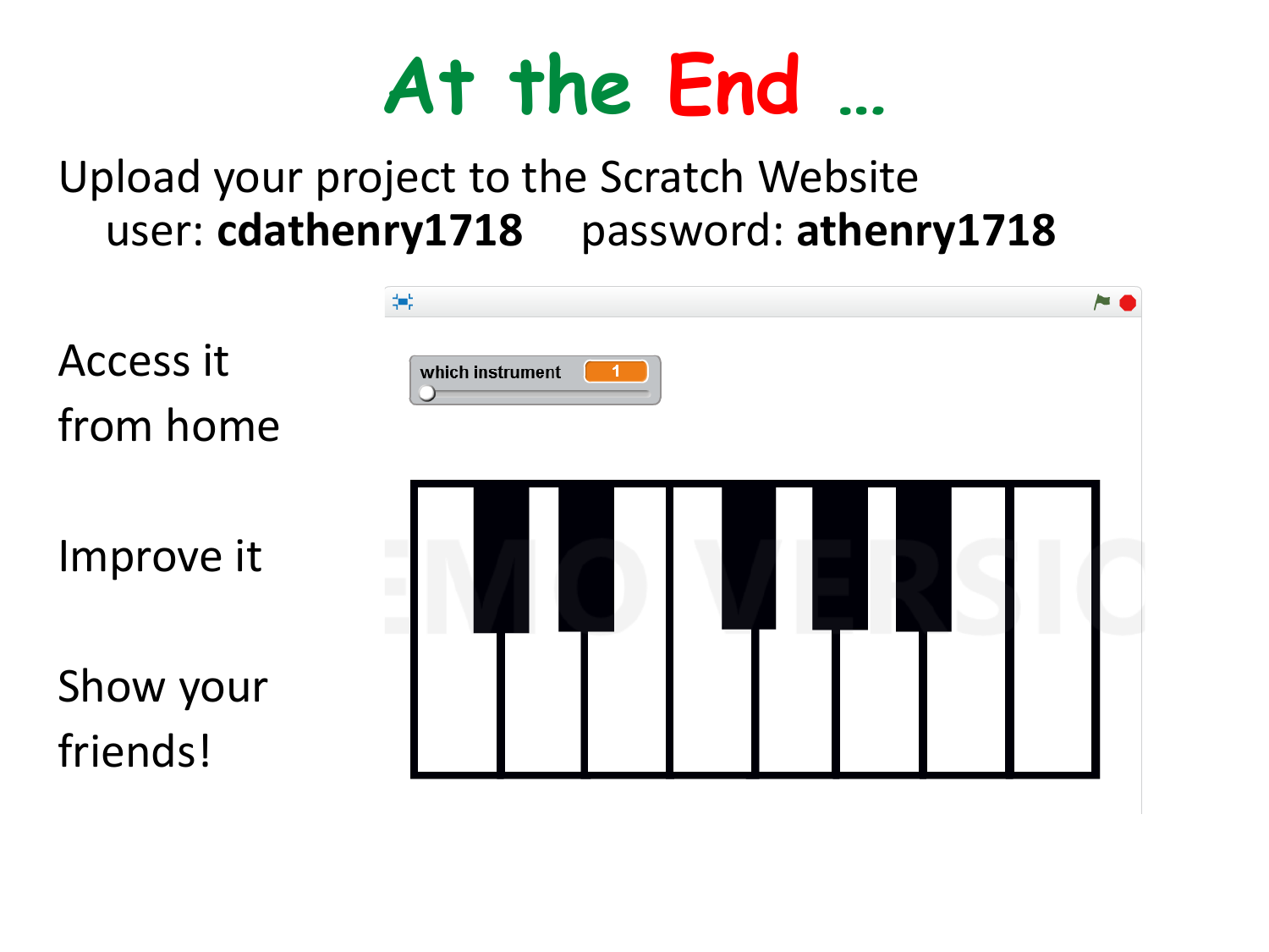# At the End …

Upload your project to the Scratch Website
user: **cdathenry1718** password: **athenry1718**

Access it from home

Improve it

Show your friends!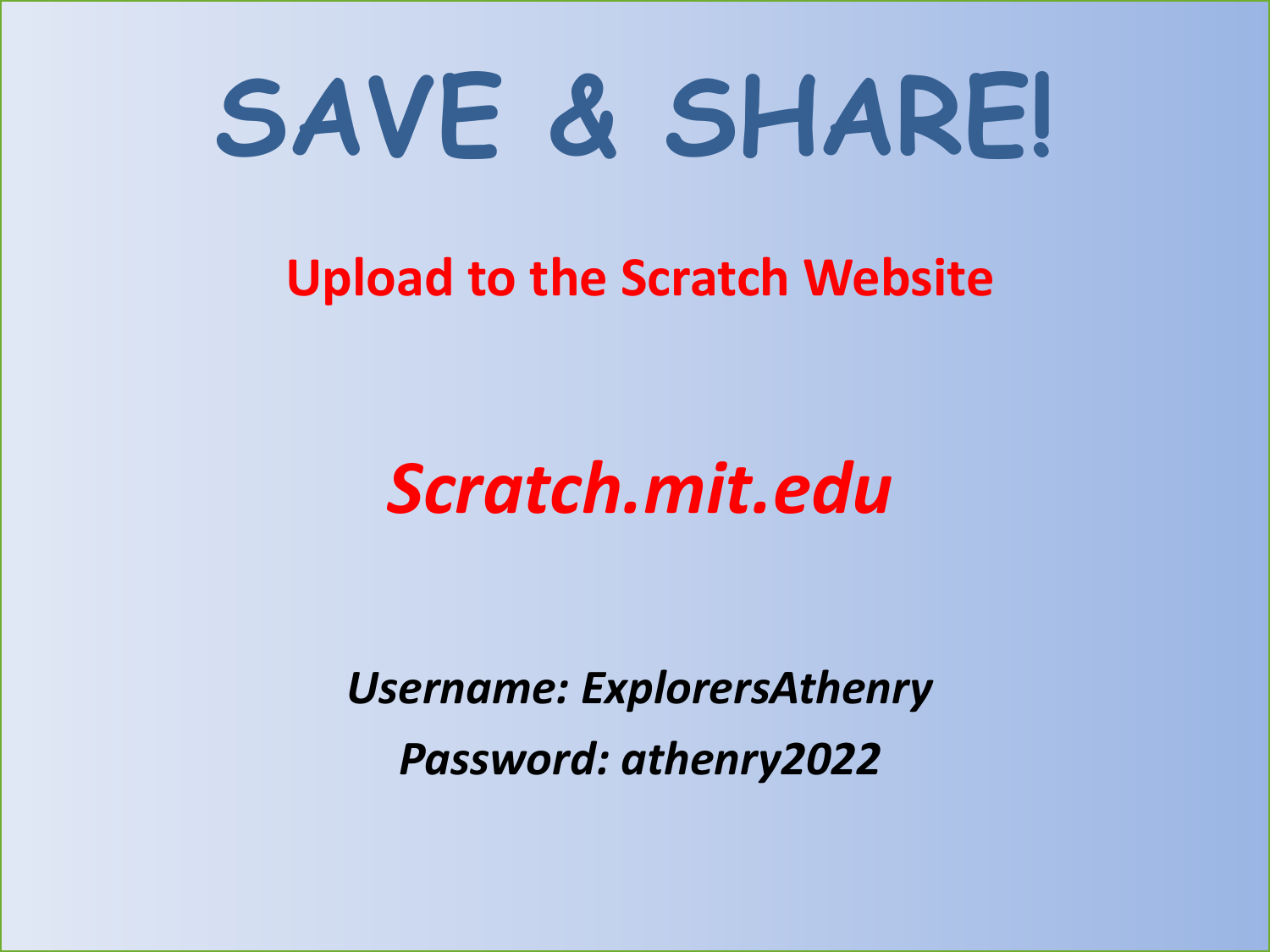# SAVE & SHARE!

**Upload to the Scratch Website**

***Scratch.mit.edu***

***Username: ExplorersAthenry***

***Password: athenry2022***